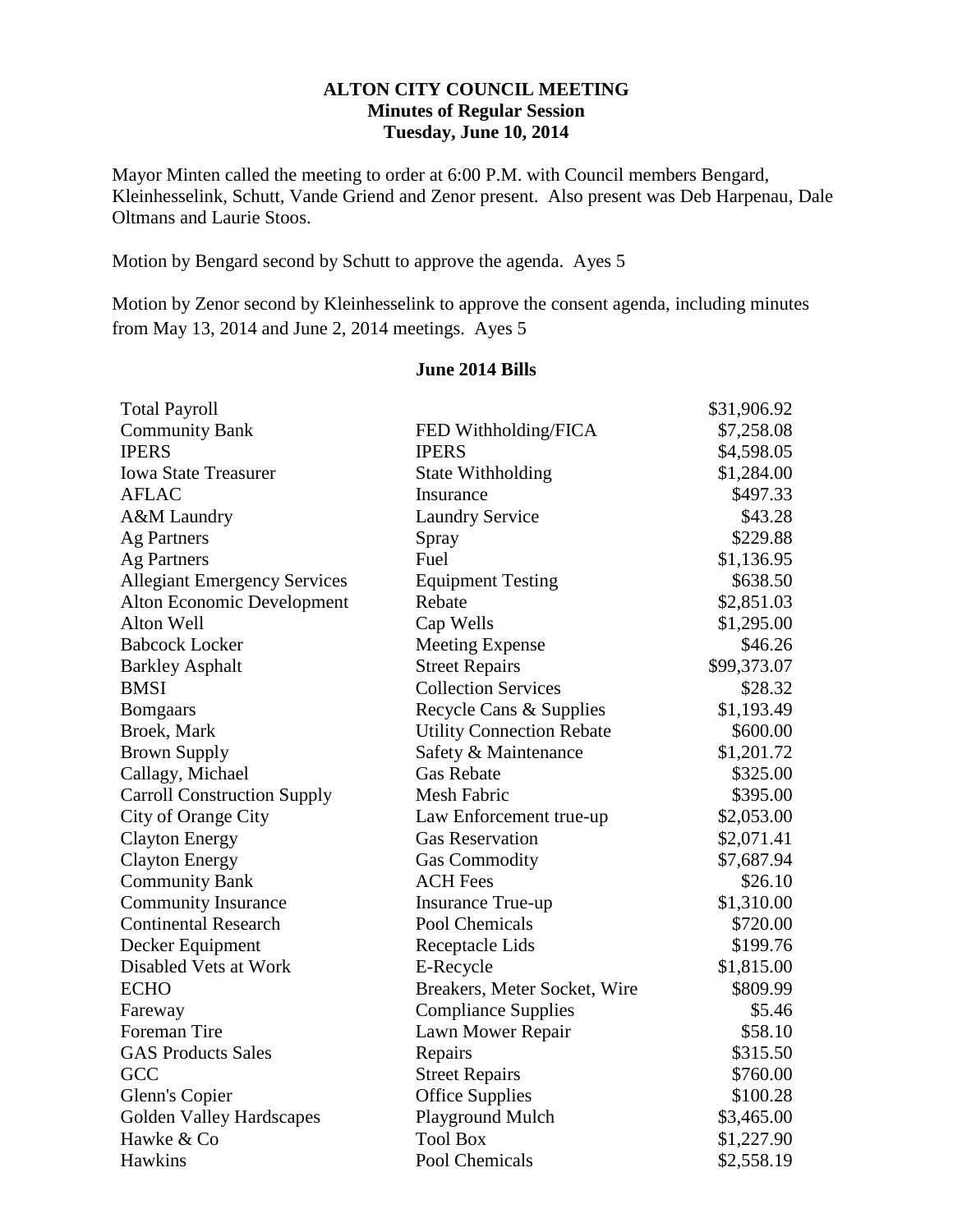# ALTON CITY COUNCIL MEETING

## Minutes of Regular Session

### Tuesday, June 10, 2014

Mayor Minten called the meeting to order at 6:00 P.M. with Council members Bengard, Kleinhesselink, Schutt, Vande Griend and Zenor present. Also present was Deb Harpenau, Dale Oltmans and Laurie Stoos.

Motion by Bengard second by Schutt to approve the agenda. Ayes 5

Motion by Zenor second by Kleinhesselink to approve the consent agenda, including minutes from May 13, 2014 and June 2, 2014 meetings. Ayes 5

**June 2014 Bills**

| | | |
|---|---|---|
| Total Payroll | | $31,906.92 |
| Community Bank | FED Withholding/FICA | $7,258.08 |
| IPERS | IPERS | $4,598.05 |
| Iowa State Treasurer | State Withholding | $1,284.00 |
| AFLAC | Insurance | $497.33 |
| A&M Laundry | Laundry Service | $43.28 |
| Ag Partners | Spray | $229.88 |
| Ag Partners | Fuel | $1,136.95 |
| Allegiant Emergency Services | Equipment Testing | $638.50 |
| Alton Economic Development | Rebate | $2,851.03 |
| Alton Well | Cap Wells | $1,295.00 |
| Babcock Locker | Meeting Expense | $46.26 |
| Barkley Asphalt | Street Repairs | $99,373.07 |
| BMSI | Collection Services | $28.32 |
| Bomgaars | Recycle Cans & Supplies | $1,193.49 |
| Broek, Mark | Utility Connection Rebate | $600.00 |
| Brown Supply | Safety & Maintenance | $1,201.72 |
| Callagy, Michael | Gas Rebate | $325.00 |
| Carroll Construction Supply | Mesh Fabric | $395.00 |
| City of Orange City | Law Enforcement true-up | $2,053.00 |
| Clayton Energy | Gas Reservation | $2,071.41 |
| Clayton Energy | Gas Commodity | $7,687.94 |
| Community Bank | ACH Fees | $26.10 |
| Community Insurance | Insurance True-up | $1,310.00 |
| Continental Research | Pool Chemicals | $720.00 |
| Decker Equipment | Receptacle Lids | $199.76 |
| Disabled Vets at Work | E-Recycle | $1,815.00 |
| ECHO | Breakers, Meter Socket, Wire | $809.99 |
| Fareway | Compliance Supplies | $5.46 |
| Foreman Tire | Lawn Mower Repair | $58.10 |
| GAS Products Sales | Repairs | $315.50 |
| GCC | Street Repairs | $760.00 |
| Glenn's Copier | Office Supplies | $100.28 |
| Golden Valley Hardscapes | Playground Mulch | $3,465.00 |
| Hawke & Co | Tool Box | $1,227.90 |
| Hawkins | Pool Chemicals | $2,558.19 |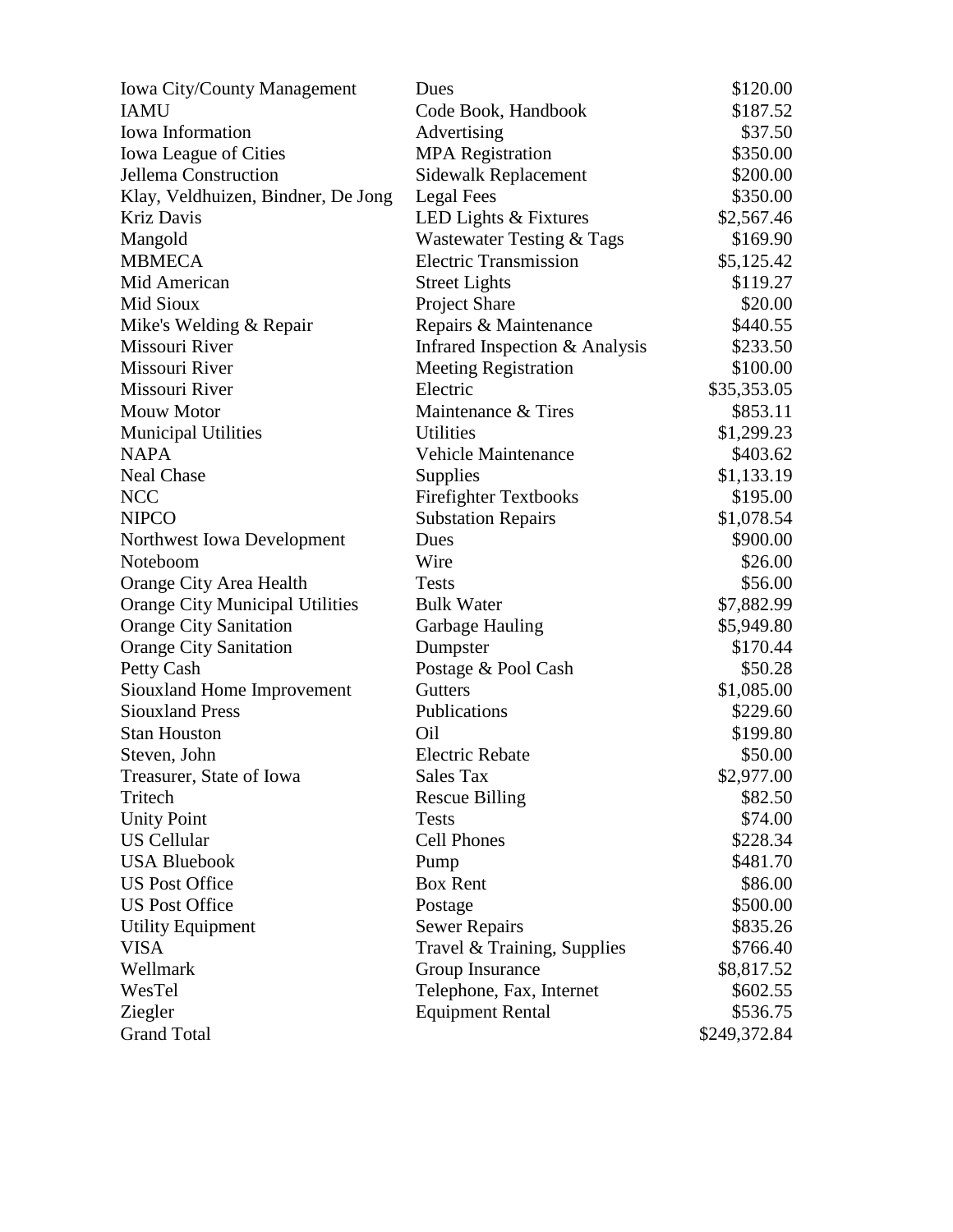| | | |
|---|---|---|
| Iowa City/County Management | Dues | $120.00 |
| IAMU | Code Book, Handbook | $187.52 |
| Iowa Information | Advertising | $37.50 |
| Iowa League of Cities | MPA Registration | $350.00 |
| Jellema Construction | Sidewalk Replacement | $200.00 |
| Klay, Veldhuizen, Bindner, De Jong | Legal Fees | $350.00 |
| Kriz Davis | LED Lights & Fixtures | $2,567.46 |
| Mangold | Wastewater Testing & Tags | $169.90 |
| MBMECA | Electric Transmission | $5,125.42 |
| Mid American | Street Lights | $119.27 |
| Mid Sioux | Project Share | $20.00 |
| Mike's Welding & Repair | Repairs & Maintenance | $440.55 |
| Missouri River | Infrared Inspection & Analysis | $233.50 |
| Missouri River | Meeting Registration | $100.00 |
| Missouri River | Electric | $35,353.05 |
| Mouw Motor | Maintenance & Tires | $853.11 |
| Municipal Utilities | Utilities | $1,299.23 |
| NAPA | Vehicle Maintenance | $403.62 |
| Neal Chase | Supplies | $1,133.19 |
| NCC | Firefighter Textbooks | $195.00 |
| NIPCO | Substation Repairs | $1,078.54 |
| Northwest Iowa Development | Dues | $900.00 |
| Noteboom | Wire | $26.00 |
| Orange City Area Health | Tests | $56.00 |
| Orange City Municipal Utilities | Bulk Water | $7,882.99 |
| Orange City Sanitation | Garbage Hauling | $5,949.80 |
| Orange City Sanitation | Dumpster | $170.44 |
| Petty Cash | Postage & Pool Cash | $50.28 |
| Siouxland Home Improvement | Gutters | $1,085.00 |
| Siouxland Press | Publications | $229.60 |
| Stan Houston | Oil | $199.80 |
| Steven, John | Electric Rebate | $50.00 |
| Treasurer, State of Iowa | Sales Tax | $2,977.00 |
| Tritech | Rescue Billing | $82.50 |
| Unity Point | Tests | $74.00 |
| US Cellular | Cell Phones | $228.34 |
| USA Bluebook | Pump | $481.70 |
| US Post Office | Box Rent | $86.00 |
| US Post Office | Postage | $500.00 |
| Utility Equipment | Sewer Repairs | $835.26 |
| VISA | Travel & Training, Supplies | $766.40 |
| Wellmark | Group Insurance | $8,817.52 |
| WesTel | Telephone, Fax, Internet | $602.55 |
| Ziegler | Equipment Rental | $536.75 |
| Grand Total | | $249,372.84 |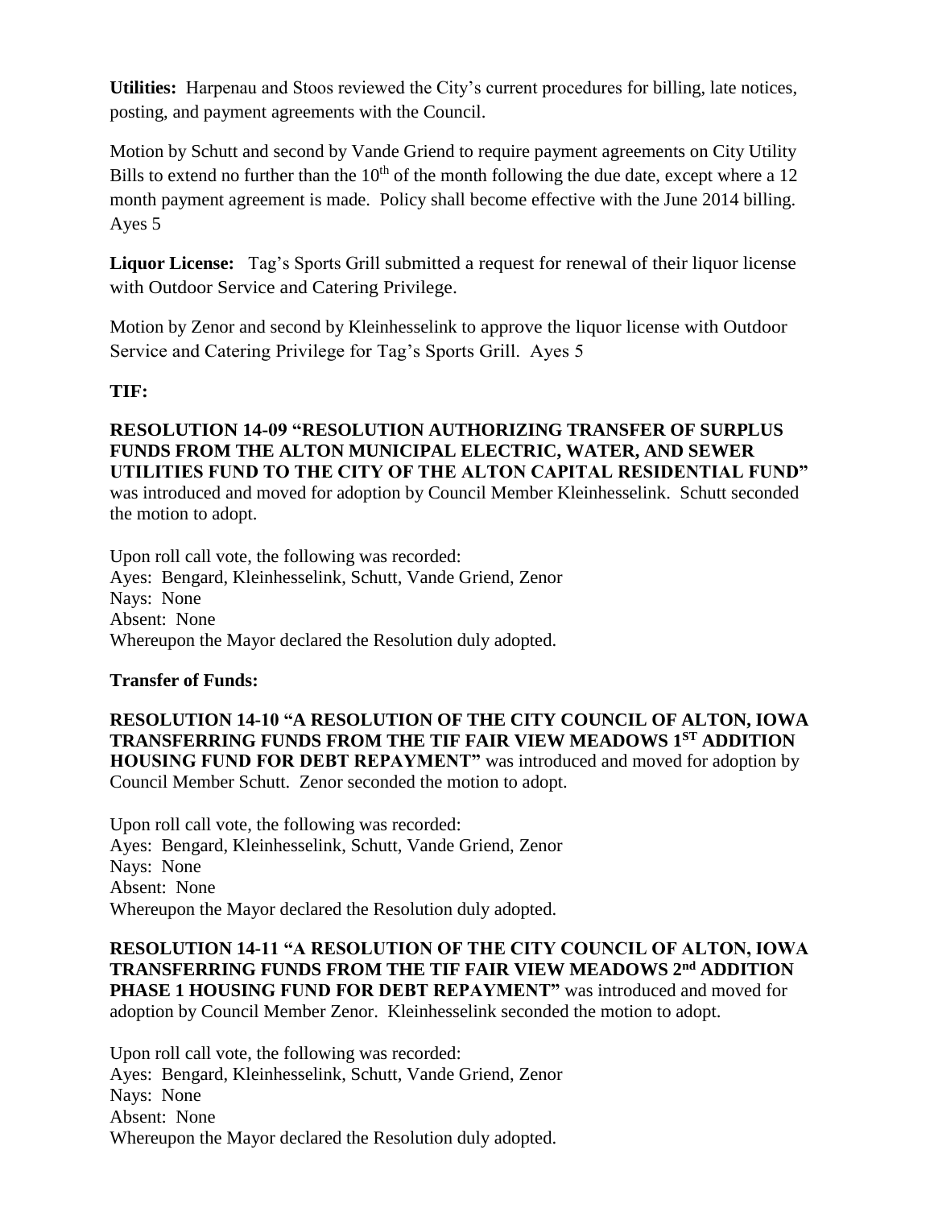**Utilities:** Harpenau and Stoos reviewed the City's current procedures for billing, late notices, posting, and payment agreements with the Council.

Motion by Schutt and second by Vande Griend to require payment agreements on City Utility Bills to extend no further than the 10th of the month following the due date, except where a 12 month payment agreement is made. Policy shall become effective with the June 2014 billing. Ayes 5

**Liquor License:** Tag's Sports Grill submitted a request for renewal of their liquor license with Outdoor Service and Catering Privilege.

Motion by Zenor and second by Kleinhesselink to approve the liquor license with Outdoor Service and Catering Privilege for Tag's Sports Grill. Ayes 5

**TIF:**

**RESOLUTION 14-09 "RESOLUTION AUTHORIZING TRANSFER OF SURPLUS FUNDS FROM THE ALTON MUNICIPAL ELECTRIC, WATER, AND SEWER UTILITIES FUND TO THE CITY OF THE ALTON CAPITAL RESIDENTIAL FUND"** was introduced and moved for adoption by Council Member Kleinhesselink. Schutt seconded the motion to adopt.

Upon roll call vote, the following was recorded:
Ayes: Bengard, Kleinhesselink, Schutt, Vande Griend, Zenor
Nays: None
Absent: None
Whereupon the Mayor declared the Resolution duly adopted.

**Transfer of Funds:**

**RESOLUTION 14-10 "A RESOLUTION OF THE CITY COUNCIL OF ALTON, IOWA TRANSFERRING FUNDS FROM THE TIF FAIR VIEW MEADOWS 1ST ADDITION HOUSING FUND FOR DEBT REPAYMENT"** was introduced and moved for adoption by Council Member Schutt. Zenor seconded the motion to adopt.

Upon roll call vote, the following was recorded:
Ayes: Bengard, Kleinhesselink, Schutt, Vande Griend, Zenor
Nays: None
Absent: None
Whereupon the Mayor declared the Resolution duly adopted.

**RESOLUTION 14-11 "A RESOLUTION OF THE CITY COUNCIL OF ALTON, IOWA TRANSFERRING FUNDS FROM THE TIF FAIR VIEW MEADOWS 2nd ADDITION PHASE 1 HOUSING FUND FOR DEBT REPAYMENT"** was introduced and moved for adoption by Council Member Zenor. Kleinhesselink seconded the motion to adopt.

Upon roll call vote, the following was recorded:
Ayes: Bengard, Kleinhesselink, Schutt, Vande Griend, Zenor
Nays: None
Absent: None
Whereupon the Mayor declared the Resolution duly adopted.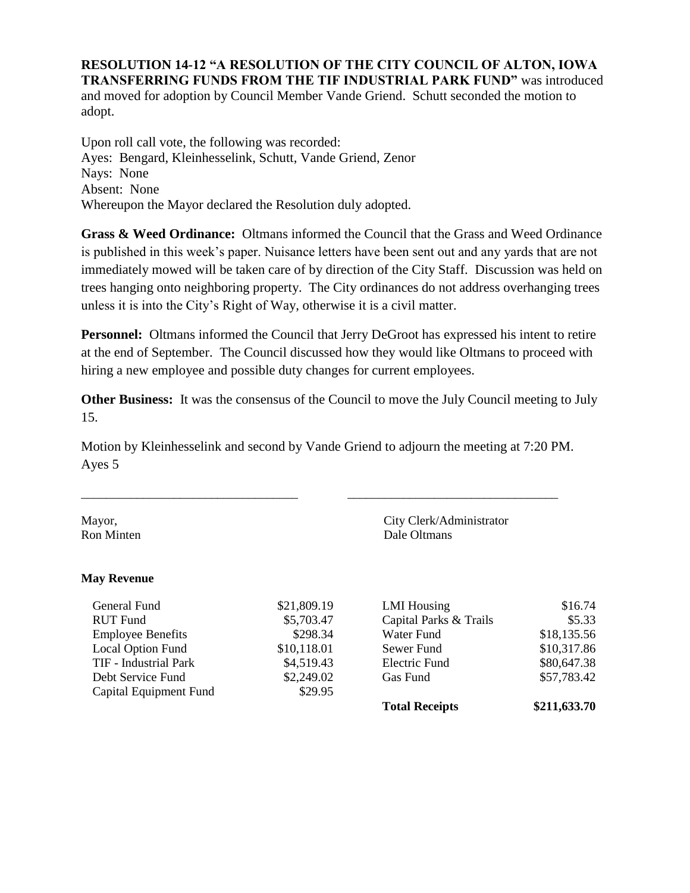**RESOLUTION 14-12 "A RESOLUTION OF THE CITY COUNCIL OF ALTON, IOWA TRANSFERRING FUNDS FROM THE TIF INDUSTRIAL PARK FUND"** was introduced and moved for adoption by Council Member Vande Griend. Schutt seconded the motion to adopt.

Upon roll call vote, the following was recorded:
Ayes: Bengard, Kleinhesselink, Schutt, Vande Griend, Zenor
Nays: None
Absent: None
Whereupon the Mayor declared the Resolution duly adopted.

**Grass & Weed Ordinance:** Oltmans informed the Council that the Grass and Weed Ordinance is published in this week's paper. Nuisance letters have been sent out and any yards that are not immediately mowed will be taken care of by direction of the City Staff. Discussion was held on trees hanging onto neighboring property. The City ordinances do not address overhanging trees unless it is into the City's Right of Way, otherwise it is a civil matter.

**Personnel:** Oltmans informed the Council that Jerry DeGroot has expressed his intent to retire at the end of September. The Council discussed how they would like Oltmans to proceed with hiring a new employee and possible duty changes for current employees.

**Other Business:** It was the consensus of the Council to move the July Council meeting to July 15.

Motion by Kleinhesselink and second by Vande Griend to adjourn the meeting at 7:20 PM.
Ayes 5

\_\_\_\_\_\_\_\_\_\_\_\_\_\_\_\_\_\_\_\_\_\_\_\_\_\_\_\_\_\_\_\_ \_\_\_\_\_\_\_\_\_\_\_\_\_\_\_\_\_\_\_\_\_\_\_\_\_\_\_\_\_\_\_\_

Mayor,
Ron Minten

City Clerk/Administrator
Dale Oltmans

**May Revenue**

| | | | |
|---|---|---|---|
| General Fund | $21,809.19 | LMI Housing | $16.74 |
| RUT Fund | $5,703.47 | Capital Parks & Trails | $5.33 |
| Employee Benefits | $298.34 | Water Fund | $18,135.56 |
| Local Option Fund | $10,118.01 | Sewer Fund | $10,317.86 |
| TIF - Industrial Park | $4,519.43 | Electric Fund | $80,647.38 |
| Debt Service Fund | $2,249.02 | Gas Fund | $57,783.42 |
| Capital Equipment Fund | $29.95 | | |
| | | **Total Receipts** | **$211,633.70** |